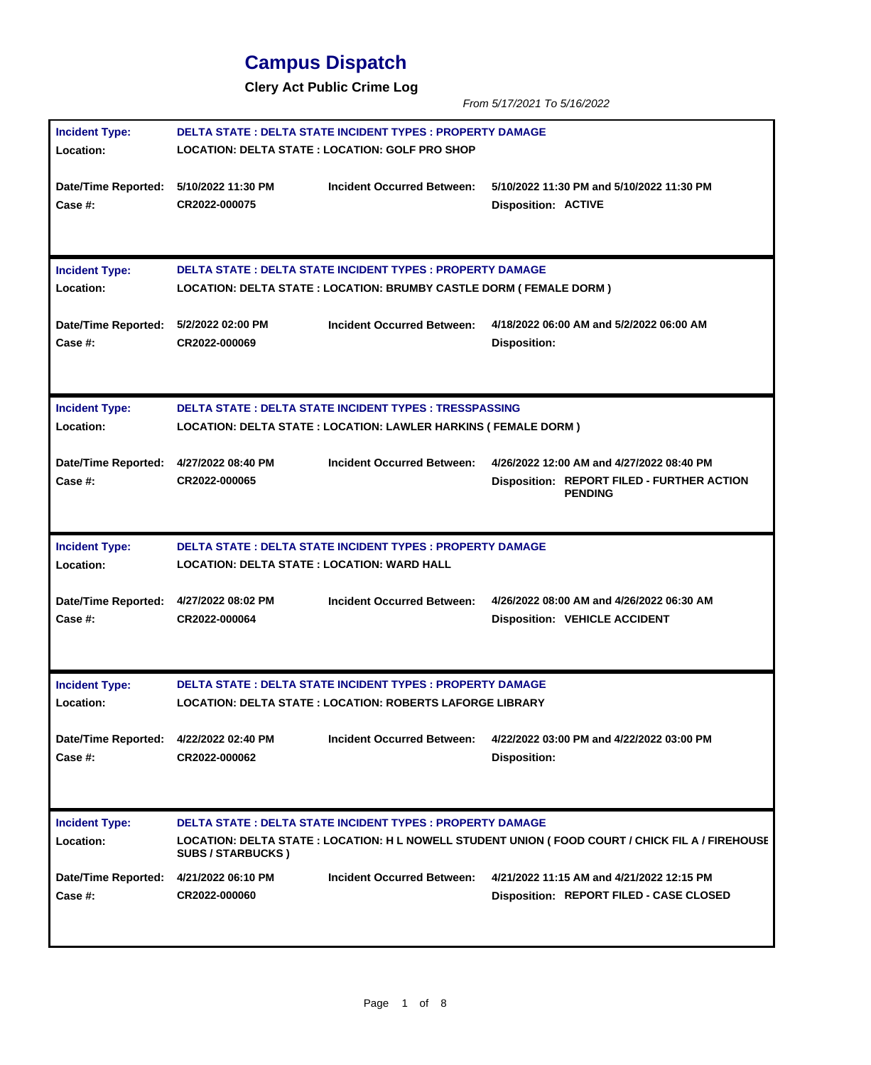# Campus Dispatch

**Clery Act Public Crime Log**

*From 5/17/2021 To 5/16/2022*

| | | | |
|---|---|---|---|
| **Incident Type:** | **DELTA STATE : DELTA STATE INCIDENT TYPES : PROPERTY DAMAGE** | | |
| **Location:** | **LOCATION: DELTA STATE : LOCATION: GOLF PRO SHOP** | | |
| **Date/Time Reported:** | **5/10/2022 11:30 PM** | **Incident Occurred Between:** | **5/10/2022 11:30 PM and 5/10/2022 11:30 PM** |
| **Case #:** | **CR2022-000075** | | **Disposition: ACTIVE** |

| | | | |
|---|---|---|---|
| **Incident Type:** | **DELTA STATE : DELTA STATE INCIDENT TYPES : PROPERTY DAMAGE** | | |
| **Location:** | **LOCATION: DELTA STATE : LOCATION: BRUMBY CASTLE DORM ( FEMALE DORM )** | | |
| **Date/Time Reported:** | **5/2/2022 02:00 PM** | **Incident Occurred Between:** | **4/18/2022 06:00 AM and 5/2/2022 06:00 AM** |
| **Case #:** | **CR2022-000069** | | **Disposition:** |

| | | | |
|---|---|---|---|
| **Incident Type:** | **DELTA STATE : DELTA STATE INCIDENT TYPES : TRESSPASSING** | | |
| **Location:** | **LOCATION: DELTA STATE : LOCATION: LAWLER HARKINS ( FEMALE DORM )** | | |
| **Date/Time Reported:** | **4/27/2022 08:40 PM** | **Incident Occurred Between:** | **4/26/2022 12:00 AM and 4/27/2022 08:40 PM** |
| **Case #:** | **CR2022-000065** | | **Disposition: REPORT FILED - FURTHER ACTION PENDING** |

| | | | |
|---|---|---|---|
| **Incident Type:** | **DELTA STATE : DELTA STATE INCIDENT TYPES : PROPERTY DAMAGE** | | |
| **Location:** | **LOCATION: DELTA STATE : LOCATION: WARD HALL** | | |
| **Date/Time Reported:** | **4/27/2022 08:02 PM** | **Incident Occurred Between:** | **4/26/2022 08:00 AM and 4/26/2022 06:30 AM** |
| **Case #:** | **CR2022-000064** | | **Disposition: VEHICLE ACCIDENT** |

| | | | |
|---|---|---|---|
| **Incident Type:** | **DELTA STATE : DELTA STATE INCIDENT TYPES : PROPERTY DAMAGE** | | |
| **Location:** | **LOCATION: DELTA STATE : LOCATION: ROBERTS LAFORGE LIBRARY** | | |
| **Date/Time Reported:** | **4/22/2022 02:40 PM** | **Incident Occurred Between:** | **4/22/2022 03:00 PM and 4/22/2022 03:00 PM** |
| **Case #:** | **CR2022-000062** | | **Disposition:** |

| | | | |
|---|---|---|---|
| **Incident Type:** | **DELTA STATE : DELTA STATE INCIDENT TYPES : PROPERTY DAMAGE** | | |
| **Location:** | **LOCATION: DELTA STATE : LOCATION: H L NOWELL STUDENT UNION ( FOOD COURT / CHICK FIL A / FIREHOUSE SUBS / STARBUCKS )** | | |
| **Date/Time Reported:** | **4/21/2022 06:10 PM** | **Incident Occurred Between:** | **4/21/2022 11:15 AM and 4/21/2022 12:15 PM** |
| **Case #:** | **CR2022-000060** | | **Disposition: REPORT FILED - CASE CLOSED** |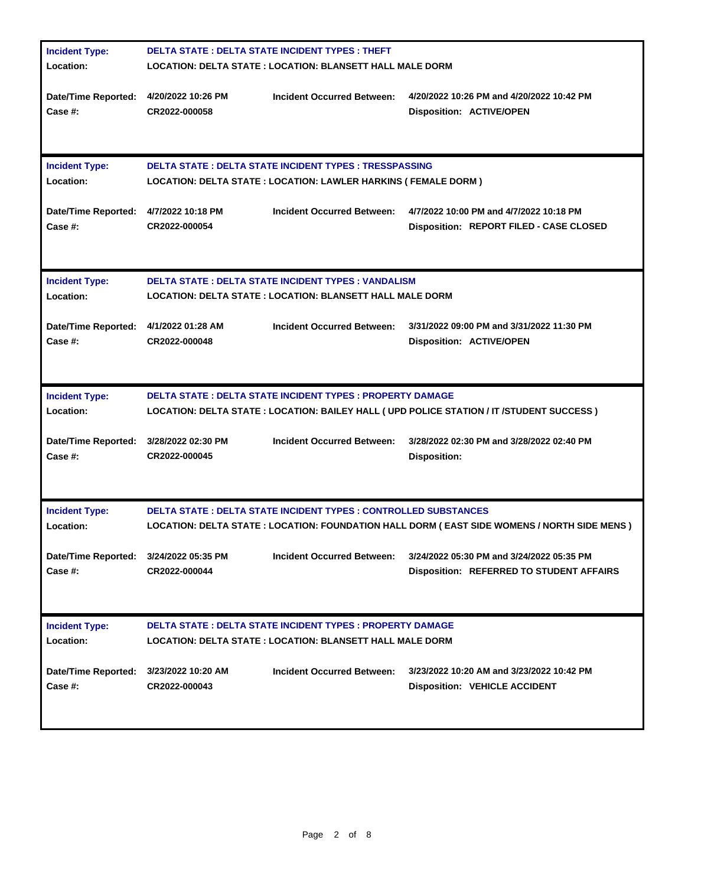| | | | |
|---|---|---|---|
| **Incident Type:** | **DELTA STATE : DELTA STATE INCIDENT TYPES : THEFT** | | |
| **Location:** | **LOCATION: DELTA STATE : LOCATION: BLANSETT HALL MALE DORM** | | |
| **Date/Time Reported:** | **4/20/2022 10:26 PM** | **Incident Occurred Between:** | **4/20/2022 10:26 PM and 4/20/2022 10:42 PM** |
| **Case #:** | **CR2022-000058** | | **Disposition: ACTIVE/OPEN** |

| | | | |
|---|---|---|---|
| **Incident Type:** | **DELTA STATE : DELTA STATE INCIDENT TYPES : TRESSPASSING** | | |
| **Location:** | **LOCATION: DELTA STATE : LOCATION: LAWLER HARKINS ( FEMALE DORM )** | | |
| **Date/Time Reported:** | **4/7/2022 10:18 PM** | **Incident Occurred Between:** | **4/7/2022 10:00 PM and 4/7/2022 10:18 PM** |
| **Case #:** | **CR2022-000054** | | **Disposition: REPORT FILED - CASE CLOSED** |

| | | | |
|---|---|---|---|
| **Incident Type:** | **DELTA STATE : DELTA STATE INCIDENT TYPES : VANDALISM** | | |
| **Location:** | **LOCATION: DELTA STATE : LOCATION: BLANSETT HALL MALE DORM** | | |
| **Date/Time Reported:** | **4/1/2022 01:28 AM** | **Incident Occurred Between:** | **3/31/2022 09:00 PM and 3/31/2022 11:30 PM** |
| **Case #:** | **CR2022-000048** | | **Disposition: ACTIVE/OPEN** |

| | | | |
|---|---|---|---|
| **Incident Type:** | **DELTA STATE : DELTA STATE INCIDENT TYPES : PROPERTY DAMAGE** | | |
| **Location:** | **LOCATION: DELTA STATE : LOCATION: BAILEY HALL ( UPD POLICE STATION / IT /STUDENT SUCCESS )** | | |
| **Date/Time Reported:** | **3/28/2022 02:30 PM** | **Incident Occurred Between:** | **3/28/2022 02:30 PM and 3/28/2022 02:40 PM** |
| **Case #:** | **CR2022-000045** | | **Disposition:** |

| | | | |
|---|---|---|---|
| **Incident Type:** | **DELTA STATE : DELTA STATE INCIDENT TYPES : CONTROLLED SUBSTANCES** | | |
| **Location:** | **LOCATION: DELTA STATE : LOCATION: FOUNDATION HALL DORM ( EAST SIDE WOMENS / NORTH SIDE MENS )** | | |
| **Date/Time Reported:** | **3/24/2022 05:35 PM** | **Incident Occurred Between:** | **3/24/2022 05:30 PM and 3/24/2022 05:35 PM** |
| **Case #:** | **CR2022-000044** | | **Disposition: REFERRED TO STUDENT AFFAIRS** |

| | | | |
|---|---|---|---|
| **Incident Type:** | **DELTA STATE : DELTA STATE INCIDENT TYPES : PROPERTY DAMAGE** | | |
| **Location:** | **LOCATION: DELTA STATE : LOCATION: BLANSETT HALL MALE DORM** | | |
| **Date/Time Reported:** | **3/23/2022 10:20 AM** | **Incident Occurred Between:** | **3/23/2022 10:20 AM and 3/23/2022 10:42 PM** |
| **Case #:** | **CR2022-000043** | | **Disposition: VEHICLE ACCIDENT** |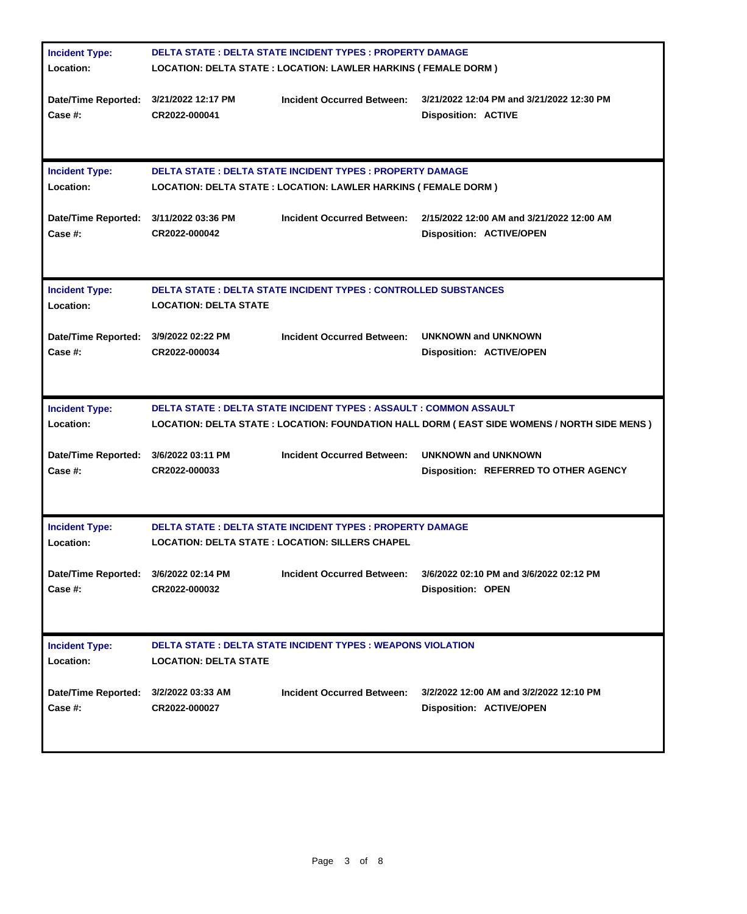**Incident Type:** DELTA STATE : DELTA STATE INCIDENT TYPES : PROPERTY DAMAGE
**Location:** LOCATION: DELTA STATE : LOCATION: LAWLER HARKINS ( FEMALE DORM )

**Date/Time Reported:** 3/21/2022 12:17 PM **Incident Occurred Between:** 3/21/2022 12:04 PM and 3/21/2022 12:30 PM
**Case #:** CR2022-000041 **Disposition:** ACTIVE

---

**Incident Type:** DELTA STATE : DELTA STATE INCIDENT TYPES : PROPERTY DAMAGE
**Location:** LOCATION: DELTA STATE : LOCATION: LAWLER HARKINS ( FEMALE DORM )

**Date/Time Reported:** 3/11/2022 03:36 PM **Incident Occurred Between:** 2/15/2022 12:00 AM and 3/21/2022 12:00 AM
**Case #:** CR2022-000042 **Disposition:** ACTIVE/OPEN

---

**Incident Type:** DELTA STATE : DELTA STATE INCIDENT TYPES : CONTROLLED SUBSTANCES
**Location:** LOCATION: DELTA STATE

**Date/Time Reported:** 3/9/2022 02:22 PM **Incident Occurred Between:** UNKNOWN and UNKNOWN
**Case #:** CR2022-000034 **Disposition:** ACTIVE/OPEN

---

**Incident Type:** DELTA STATE : DELTA STATE INCIDENT TYPES : ASSAULT : COMMON ASSAULT
**Location:** LOCATION: DELTA STATE : LOCATION: FOUNDATION HALL DORM ( EAST SIDE WOMENS / NORTH SIDE MENS )

**Date/Time Reported:** 3/6/2022 03:11 PM **Incident Occurred Between:** UNKNOWN and UNKNOWN
**Case #:** CR2022-000033 **Disposition:** REFERRED TO OTHER AGENCY

---

**Incident Type:** DELTA STATE : DELTA STATE INCIDENT TYPES : PROPERTY DAMAGE
**Location:** LOCATION: DELTA STATE : LOCATION: SILLERS CHAPEL

**Date/Time Reported:** 3/6/2022 02:14 PM **Incident Occurred Between:** 3/6/2022 02:10 PM and 3/6/2022 02:12 PM
**Case #:** CR2022-000032 **Disposition:** OPEN

---

**Incident Type:** DELTA STATE : DELTA STATE INCIDENT TYPES : WEAPONS VIOLATION
**Location:** LOCATION: DELTA STATE

**Date/Time Reported:** 3/2/2022 03:33 AM **Incident Occurred Between:** 3/2/2022 12:00 AM and 3/2/2022 12:10 PM
**Case #:** CR2022-000027 **Disposition:** ACTIVE/OPEN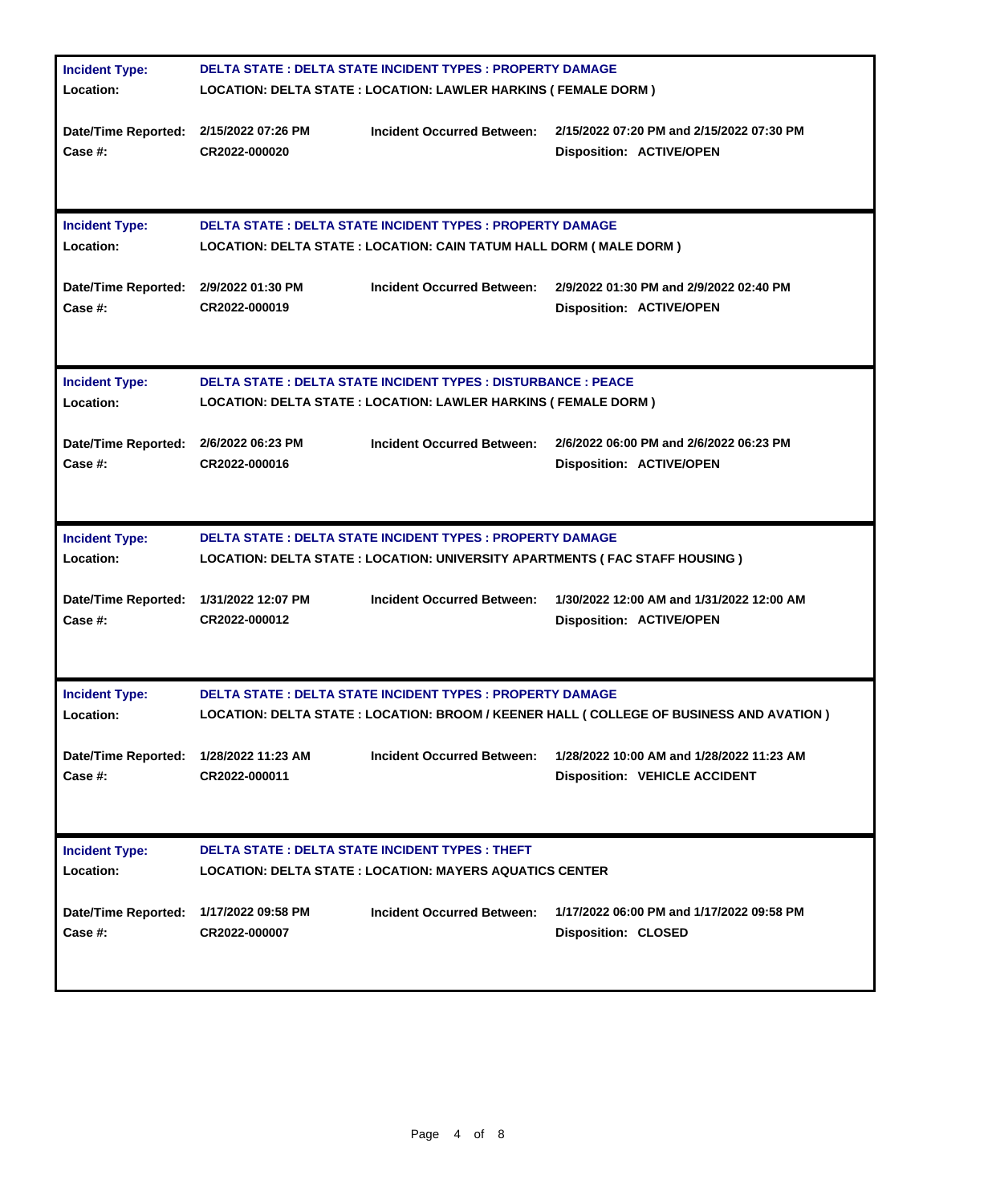| | | | |
|---|---|---|---|
| **Incident Type:** | **DELTA STATE : DELTA STATE INCIDENT TYPES : PROPERTY DAMAGE** | | |
| **Location:** | **LOCATION: DELTA STATE : LOCATION: LAWLER HARKINS ( FEMALE DORM )** | | |
| **Date/Time Reported:** | **2/15/2022 07:26 PM** | **Incident Occurred Between:** | **2/15/2022 07:20 PM and 2/15/2022 07:30 PM** |
| **Case #:** | **CR2022-000020** | | **Disposition: ACTIVE/OPEN** |

| | | | |
|---|---|---|---|
| **Incident Type:** | **DELTA STATE : DELTA STATE INCIDENT TYPES : PROPERTY DAMAGE** | | |
| **Location:** | **LOCATION: DELTA STATE : LOCATION: CAIN TATUM HALL DORM ( MALE DORM )** | | |
| **Date/Time Reported:** | **2/9/2022 01:30 PM** | **Incident Occurred Between:** | **2/9/2022 01:30 PM and 2/9/2022 02:40 PM** |
| **Case #:** | **CR2022-000019** | | **Disposition: ACTIVE/OPEN** |

| | | | |
|---|---|---|---|
| **Incident Type:** | **DELTA STATE : DELTA STATE INCIDENT TYPES : DISTURBANCE : PEACE** | | |
| **Location:** | **LOCATION: DELTA STATE : LOCATION: LAWLER HARKINS ( FEMALE DORM )** | | |
| **Date/Time Reported:** | **2/6/2022 06:23 PM** | **Incident Occurred Between:** | **2/6/2022 06:00 PM and 2/6/2022 06:23 PM** |
| **Case #:** | **CR2022-000016** | | **Disposition: ACTIVE/OPEN** |

| | | | |
|---|---|---|---|
| **Incident Type:** | **DELTA STATE : DELTA STATE INCIDENT TYPES : PROPERTY DAMAGE** | | |
| **Location:** | **LOCATION: DELTA STATE : LOCATION: UNIVERSITY APARTMENTS ( FAC STAFF HOUSING )** | | |
| **Date/Time Reported:** | **1/31/2022 12:07 PM** | **Incident Occurred Between:** | **1/30/2022 12:00 AM and 1/31/2022 12:00 AM** |
| **Case #:** | **CR2022-000012** | | **Disposition: ACTIVE/OPEN** |

| | | | |
|---|---|---|---|
| **Incident Type:** | **DELTA STATE : DELTA STATE INCIDENT TYPES : PROPERTY DAMAGE** | | |
| **Location:** | **LOCATION: DELTA STATE : LOCATION: BROOM / KEENER HALL ( COLLEGE OF BUSINESS AND AVATION )** | | |
| **Date/Time Reported:** | **1/28/2022 11:23 AM** | **Incident Occurred Between:** | **1/28/2022 10:00 AM and 1/28/2022 11:23 AM** |
| **Case #:** | **CR2022-000011** | | **Disposition: VEHICLE ACCIDENT** |

| | | | |
|---|---|---|---|
| **Incident Type:** | **DELTA STATE : DELTA STATE INCIDENT TYPES : THEFT** | | |
| **Location:** | **LOCATION: DELTA STATE : LOCATION: MAYERS AQUATICS CENTER** | | |
| **Date/Time Reported:** | **1/17/2022 09:58 PM** | **Incident Occurred Between:** | **1/17/2022 06:00 PM and 1/17/2022 09:58 PM** |
| **Case #:** | **CR2022-000007** | | **Disposition: CLOSED** |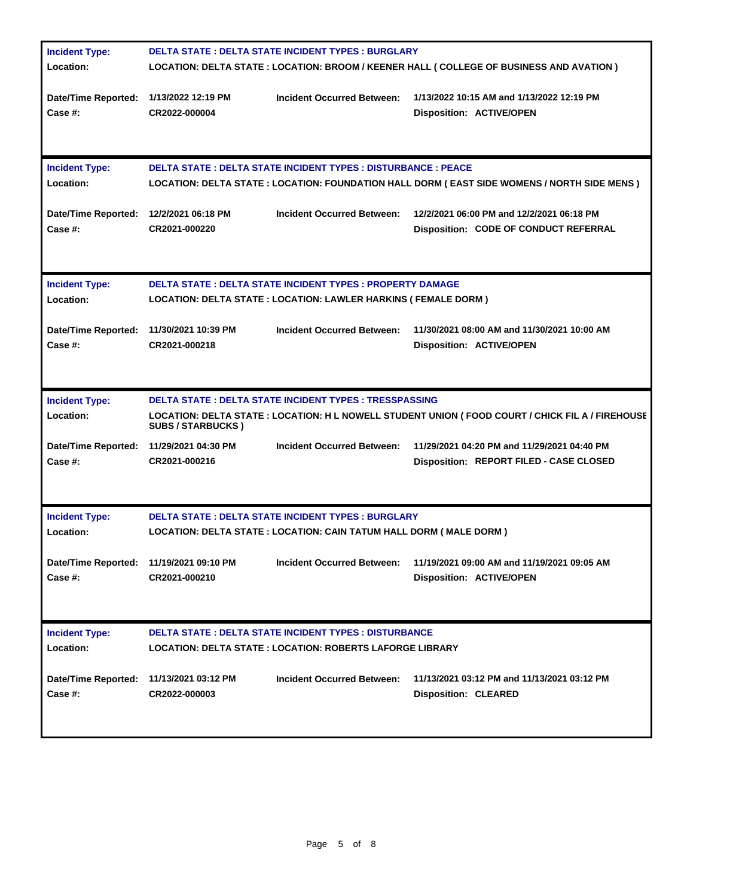| | | | |
|---|---|---|---|
| **Incident Type:** | **DELTA STATE : DELTA STATE INCIDENT TYPES : BURGLARY** | | |
| **Location:** | **LOCATION: DELTA STATE : LOCATION: BROOM / KEENER HALL ( COLLEGE OF BUSINESS AND AVATION )** | | |
| **Date/Time Reported:** | **1/13/2022 12:19 PM** | **Incident Occurred Between:** | **1/13/2022 10:15 AM and 1/13/2022 12:19 PM** |
| **Case #:** | **CR2022-000004** | | **Disposition: ACTIVE/OPEN** |

| | | | |
|---|---|---|---|
| **Incident Type:** | **DELTA STATE : DELTA STATE INCIDENT TYPES : DISTURBANCE : PEACE** | | |
| **Location:** | **LOCATION: DELTA STATE : LOCATION: FOUNDATION HALL DORM ( EAST SIDE WOMENS / NORTH SIDE MENS )** | | |
| **Date/Time Reported:** | **12/2/2021 06:18 PM** | **Incident Occurred Between:** | **12/2/2021 06:00 PM and 12/2/2021 06:18 PM** |
| **Case #:** | **CR2021-000220** | | **Disposition: CODE OF CONDUCT REFERRAL** |

| | | | |
|---|---|---|---|
| **Incident Type:** | **DELTA STATE : DELTA STATE INCIDENT TYPES : PROPERTY DAMAGE** | | |
| **Location:** | **LOCATION: DELTA STATE : LOCATION: LAWLER HARKINS ( FEMALE DORM )** | | |
| **Date/Time Reported:** | **11/30/2021 10:39 PM** | **Incident Occurred Between:** | **11/30/2021 08:00 AM and 11/30/2021 10:00 AM** |
| **Case #:** | **CR2021-000218** | | **Disposition: ACTIVE/OPEN** |

| | | | |
|---|---|---|---|
| **Incident Type:** | **DELTA STATE : DELTA STATE INCIDENT TYPES : TRESSPASSING** | | |
| **Location:** | **LOCATION: DELTA STATE : LOCATION: H L NOWELL STUDENT UNION ( FOOD COURT / CHICK FIL A / FIREHOUSE SUBS / STARBUCKS )** | | |
| **Date/Time Reported:** | **11/29/2021 04:30 PM** | **Incident Occurred Between:** | **11/29/2021 04:20 PM and 11/29/2021 04:40 PM** |
| **Case #:** | **CR2021-000216** | | **Disposition: REPORT FILED - CASE CLOSED** |

| | | | |
|---|---|---|---|
| **Incident Type:** | **DELTA STATE : DELTA STATE INCIDENT TYPES : BURGLARY** | | |
| **Location:** | **LOCATION: DELTA STATE : LOCATION: CAIN TATUM HALL DORM ( MALE DORM )** | | |
| **Date/Time Reported:** | **11/19/2021 09:10 PM** | **Incident Occurred Between:** | **11/19/2021 09:00 AM and 11/19/2021 09:05 AM** |
| **Case #:** | **CR2021-000210** | | **Disposition: ACTIVE/OPEN** |

| | | | |
|---|---|---|---|
| **Incident Type:** | **DELTA STATE : DELTA STATE INCIDENT TYPES : DISTURBANCE** | | |
| **Location:** | **LOCATION: DELTA STATE : LOCATION: ROBERTS LAFORGE LIBRARY** | | |
| **Date/Time Reported:** | **11/13/2021 03:12 PM** | **Incident Occurred Between:** | **11/13/2021 03:12 PM and 11/13/2021 03:12 PM** |
| **Case #:** | **CR2022-000003** | | **Disposition: CLEARED** |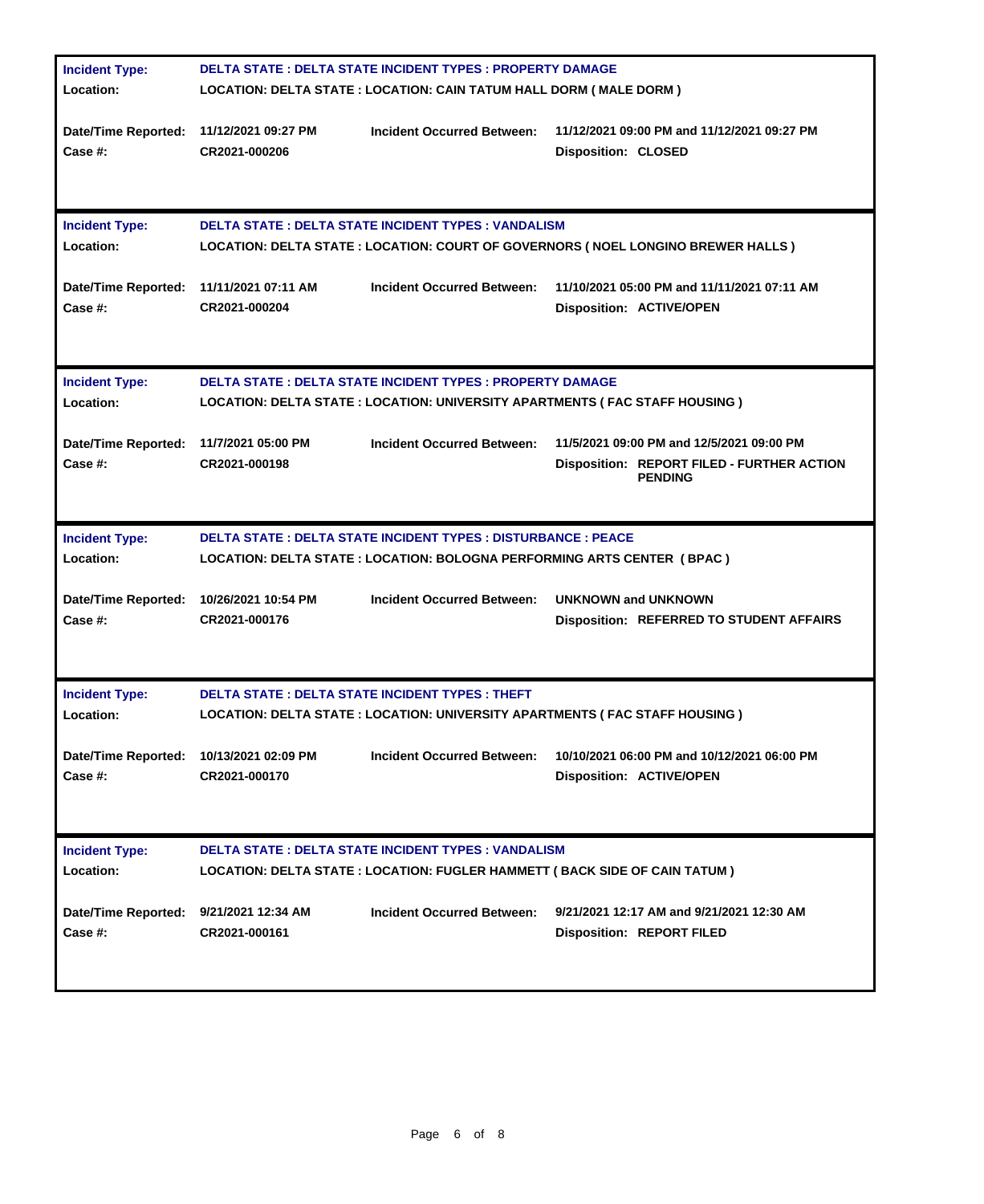| Field | Value | Field | Value |
|---|---|---|---|
| **Incident Type:** | **DELTA STATE : DELTA STATE INCIDENT TYPES : PROPERTY DAMAGE** | | |
| **Location:** | **LOCATION: DELTA STATE : LOCATION: CAIN TATUM HALL DORM ( MALE DORM )** | | |
| **Date/Time Reported:** | 11/12/2021 09:27 PM | **Incident Occurred Between:** | 11/12/2021 09:00 PM and 11/12/2021 09:27 PM |
| **Case #:** | CR2021-000206 | | **Disposition:** CLOSED |

| Field | Value | Field | Value |
|---|---|---|---|
| **Incident Type:** | **DELTA STATE : DELTA STATE INCIDENT TYPES : VANDALISM** | | |
| **Location:** | **LOCATION: DELTA STATE : LOCATION: COURT OF GOVERNORS ( NOEL LONGINO BREWER HALLS )** | | |
| **Date/Time Reported:** | 11/11/2021 07:11 AM | **Incident Occurred Between:** | 11/10/2021 05:00 PM and 11/11/2021 07:11 AM |
| **Case #:** | CR2021-000204 | | **Disposition:** ACTIVE/OPEN |

| Field | Value | Field | Value |
|---|---|---|---|
| **Incident Type:** | **DELTA STATE : DELTA STATE INCIDENT TYPES : PROPERTY DAMAGE** | | |
| **Location:** | **LOCATION: DELTA STATE : LOCATION: UNIVERSITY APARTMENTS ( FAC STAFF HOUSING )** | | |
| **Date/Time Reported:** | 11/7/2021 05:00 PM | **Incident Occurred Between:** | 11/5/2021 09:00 PM and 12/5/2021 09:00 PM |
| **Case #:** | CR2021-000198 | | **Disposition:** REPORT FILED - FURTHER ACTION PENDING |

| Field | Value | Field | Value |
|---|---|---|---|
| **Incident Type:** | **DELTA STATE : DELTA STATE INCIDENT TYPES : DISTURBANCE : PEACE** | | |
| **Location:** | **LOCATION: DELTA STATE : LOCATION: BOLOGNA PERFORMING ARTS CENTER ( BPAC )** | | |
| **Date/Time Reported:** | 10/26/2021 10:54 PM | **Incident Occurred Between:** | UNKNOWN and UNKNOWN |
| **Case #:** | CR2021-000176 | | **Disposition:** REFERRED TO STUDENT AFFAIRS |

| Field | Value | Field | Value |
|---|---|---|---|
| **Incident Type:** | **DELTA STATE : DELTA STATE INCIDENT TYPES : THEFT** | | |
| **Location:** | **LOCATION: DELTA STATE : LOCATION: UNIVERSITY APARTMENTS ( FAC STAFF HOUSING )** | | |
| **Date/Time Reported:** | 10/13/2021 02:09 PM | **Incident Occurred Between:** | 10/10/2021 06:00 PM and 10/12/2021 06:00 PM |
| **Case #:** | CR2021-000170 | | **Disposition:** ACTIVE/OPEN |

| Field | Value | Field | Value |
|---|---|---|---|
| **Incident Type:** | **DELTA STATE : DELTA STATE INCIDENT TYPES : VANDALISM** | | |
| **Location:** | **LOCATION: DELTA STATE : LOCATION: FUGLER HAMMETT ( BACK SIDE OF CAIN TATUM )** | | |
| **Date/Time Reported:** | 9/21/2021 12:34 AM | **Incident Occurred Between:** | 9/21/2021 12:17 AM and 9/21/2021 12:30 AM |
| **Case #:** | CR2021-000161 | | **Disposition:** REPORT FILED |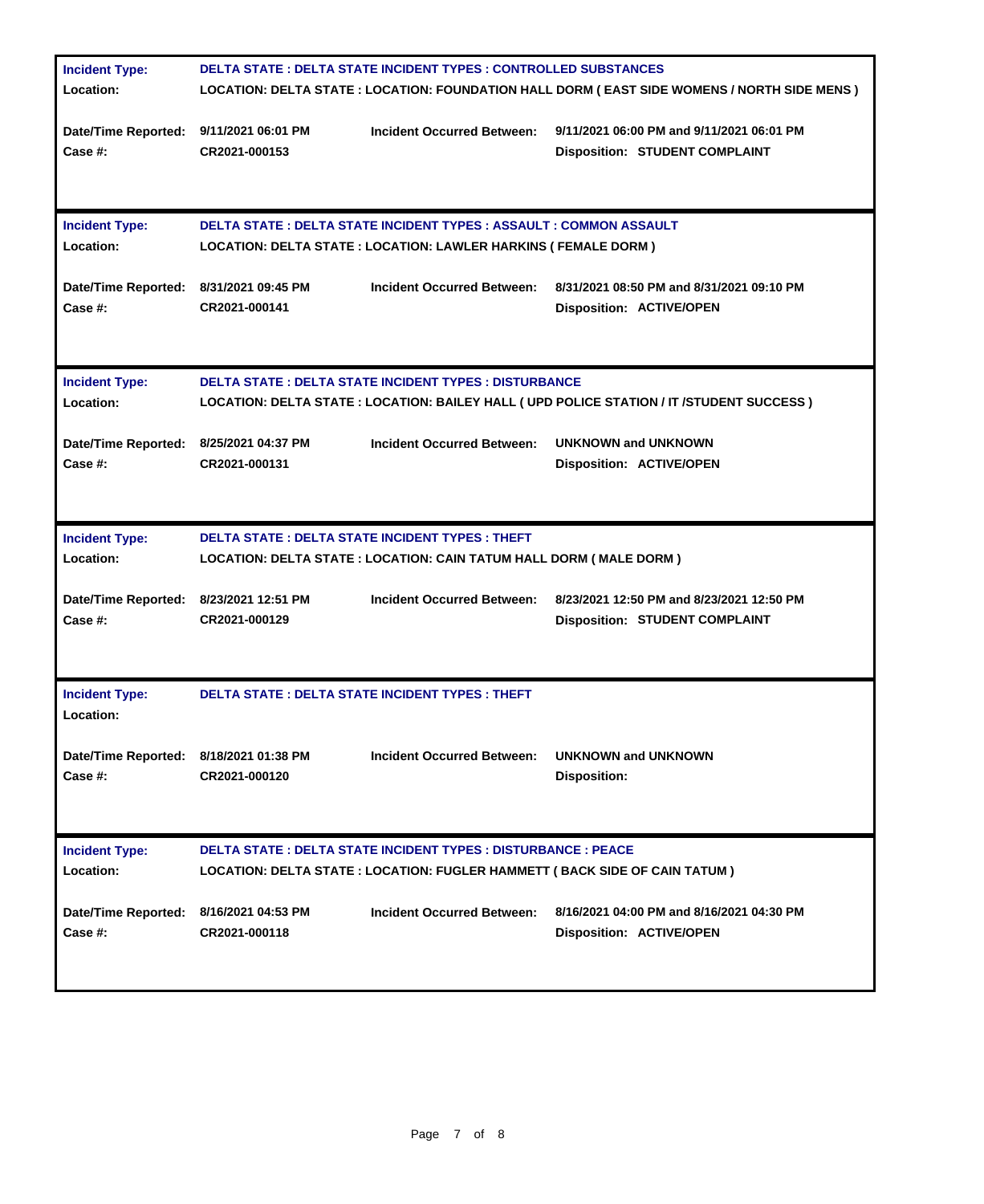| | | | |
|---|---|---|---|
| **Incident Type:** | **DELTA STATE : DELTA STATE INCIDENT TYPES : CONTROLLED SUBSTANCES** | | |
| **Location:** | **LOCATION: DELTA STATE : LOCATION: FOUNDATION HALL DORM ( EAST SIDE WOMENS / NORTH SIDE MENS )** | | |
| **Date/Time Reported:** | **9/11/2021 06:01 PM** | **Incident Occurred Between:** | **9/11/2021 06:00 PM and 9/11/2021 06:01 PM** |
| **Case #:** | **CR2021-000153** | | **Disposition: STUDENT COMPLAINT** |

| | | | |
|---|---|---|---|
| **Incident Type:** | **DELTA STATE : DELTA STATE INCIDENT TYPES : ASSAULT : COMMON ASSAULT** | | |
| **Location:** | **LOCATION: DELTA STATE : LOCATION: LAWLER HARKINS ( FEMALE DORM )** | | |
| **Date/Time Reported:** | **8/31/2021 09:45 PM** | **Incident Occurred Between:** | **8/31/2021 08:50 PM and 8/31/2021 09:10 PM** |
| **Case #:** | **CR2021-000141** | | **Disposition: ACTIVE/OPEN** |

| | | | |
|---|---|---|---|
| **Incident Type:** | **DELTA STATE : DELTA STATE INCIDENT TYPES : DISTURBANCE** | | |
| **Location:** | **LOCATION: DELTA STATE : LOCATION: BAILEY HALL ( UPD POLICE STATION / IT /STUDENT SUCCESS )** | | |
| **Date/Time Reported:** | **8/25/2021 04:37 PM** | **Incident Occurred Between:** | **UNKNOWN and UNKNOWN** |
| **Case #:** | **CR2021-000131** | | **Disposition: ACTIVE/OPEN** |

| | | | |
|---|---|---|---|
| **Incident Type:** | **DELTA STATE : DELTA STATE INCIDENT TYPES : THEFT** | | |
| **Location:** | **LOCATION: DELTA STATE : LOCATION: CAIN TATUM HALL DORM ( MALE DORM )** | | |
| **Date/Time Reported:** | **8/23/2021 12:51 PM** | **Incident Occurred Between:** | **8/23/2021 12:50 PM and 8/23/2021 12:50 PM** |
| **Case #:** | **CR2021-000129** | | **Disposition: STUDENT COMPLAINT** |

| | | | |
|---|---|---|---|
| **Incident Type:** | **DELTA STATE : DELTA STATE INCIDENT TYPES : THEFT** | | |
| **Location:** | | | |
| **Date/Time Reported:** | **8/18/2021 01:38 PM** | **Incident Occurred Between:** | **UNKNOWN and UNKNOWN** |
| **Case #:** | **CR2021-000120** | | **Disposition:** |

| | | | |
|---|---|---|---|
| **Incident Type:** | **DELTA STATE : DELTA STATE INCIDENT TYPES : DISTURBANCE : PEACE** | | |
| **Location:** | **LOCATION: DELTA STATE : LOCATION: FUGLER HAMMETT ( BACK SIDE OF CAIN TATUM )** | | |
| **Date/Time Reported:** | **8/16/2021 04:53 PM** | **Incident Occurred Between:** | **8/16/2021 04:00 PM and 8/16/2021 04:30 PM** |
| **Case #:** | **CR2021-000118** | | **Disposition: ACTIVE/OPEN** |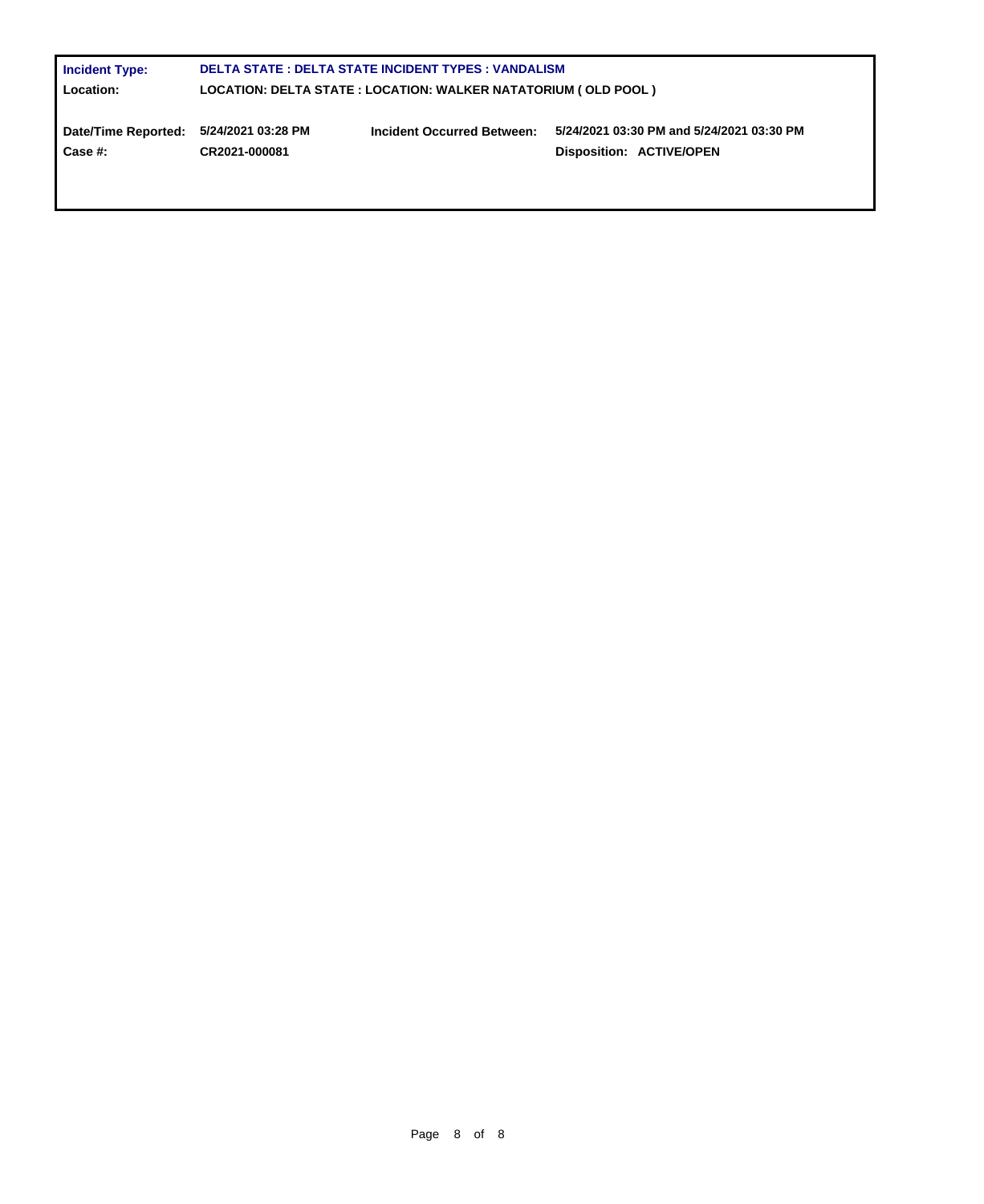| | | | |
|---|---|---|---|
| **Incident Type:** | **DELTA STATE : DELTA STATE INCIDENT TYPES : VANDALISM** | | |
| **Location:** | **LOCATION: DELTA STATE : LOCATION: WALKER NATATORIUM ( OLD POOL )** | | |
| **Date/Time Reported:** | **5/24/2021 03:28 PM** | **Incident Occurred Between:** | **5/24/2021 03:30 PM and 5/24/2021 03:30 PM** |
| **Case #:** | **CR2021-000081** | | **Disposition: ACTIVE/OPEN** |